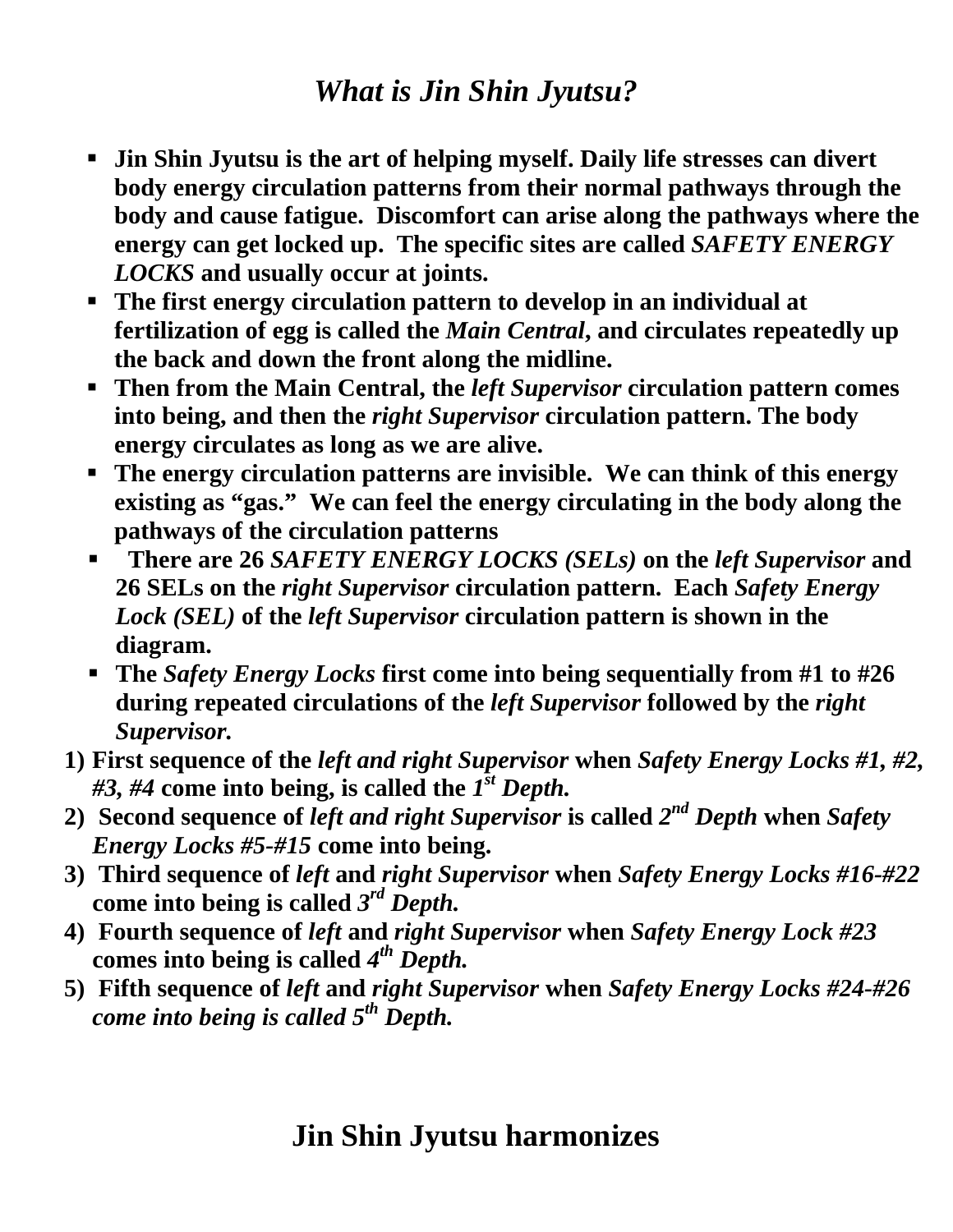# *What is Jin Shin Jyutsu?*

- **Jin Shin Jyutsu is the art of helping myself. Daily life stresses can divert body energy circulation patterns from their normal pathways through the body and cause fatigue. Discomfort can arise along the pathways where the energy can get locked up. The specific sites are called *SAFETY ENERGY LOCKS* and usually occur at joints.**
- **The first energy circulation pattern to develop in an individual at fertilization of egg is called the *Main Central*, and circulates repeatedly up the back and down the front along the midline.**
- **Then from the Main Central, the *left Supervisor* circulation pattern comes into being, and then the *right Supervisor* circulation pattern. The body energy circulates as long as we are alive.**
- **The energy circulation patterns are invisible. We can think of this energy existing as "gas." We can feel the energy circulating in the body along the pathways of the circulation patterns**
- **There are 26 *SAFETY ENERGY LOCKS (SELs)* on the *left Supervisor* and 26 SELs on the *right Supervisor* circulation pattern. Each *Safety Energy Lock (SEL)* of the *left Supervisor* circulation pattern is shown in the diagram.**
- **The *Safety Energy Locks* first come into being sequentially from #1 to #26 during repeated circulations of the *left Supervisor* followed by the *right Supervisor.***

1) **First sequence of the *left and right Supervisor* when *Safety Energy Locks #1, #2, #3, #4* come into being, is called the *1st Depth.***
2) **Second sequence of *left and right Supervisor* is called *2nd Depth* when *Safety Energy Locks #5-#15* come into being.**
3) **Third sequence of *left* and *right Supervisor* when *Safety Energy Locks #16-#22* come into being is called *3rd Depth.***
4) **Fourth sequence of *left* and *right Supervisor* when *Safety Energy Lock #23* comes into being is called *4th Depth.***
5) **Fifth sequence of *left* and *right Supervisor* when *Safety Energy Locks #24-#26 come into being is called 5th Depth.***

## Jin Shin Jyutsu harmonizes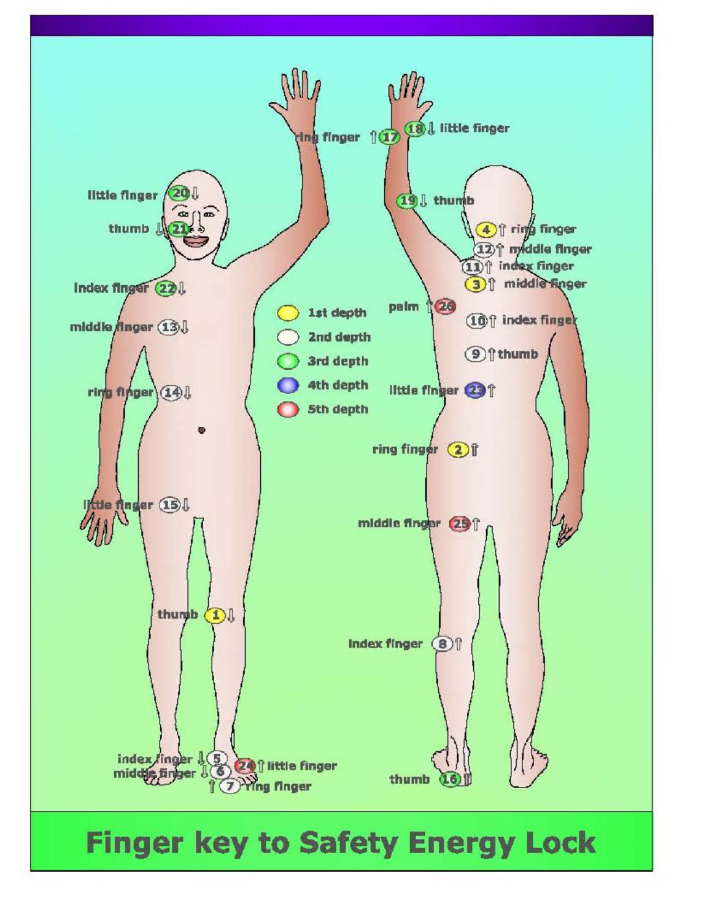- ring finger ↑ 17
- 18 ↓ little finger
- little finger 20 ↓
- thumb ↓ 21
- 19 ↓ thumb
- 4 ↑ ring finger
- 12 ↑ middle finger
- 11 ↑ index finger
- 3 ↑ middle finger
- index finger 22 ↓
- palm ↑ 26
- 10 ↑ index finger
- middle finger 13 ↓
- 9 ↑ thumb
- ring finger 14 ↓
- little finger 23 ↑
- ring finger 2 ↑
- little finger 15 ↓
- middle finger 25 ↑
- thumb 1 ↓
- index finger 8 ↑
- index finger ↓ 5
- middle finger ↓ 6
- 24 ↑ little finger
- ↑ 7 ring finger
- thumb 16 ↑

Legend:

- 1st depth (yellow)
- 2nd depth (white)
- 3rd depth (green)
- 4th depth (blue)
- 5th depth (red)

# Finger key to Safety Energy Lock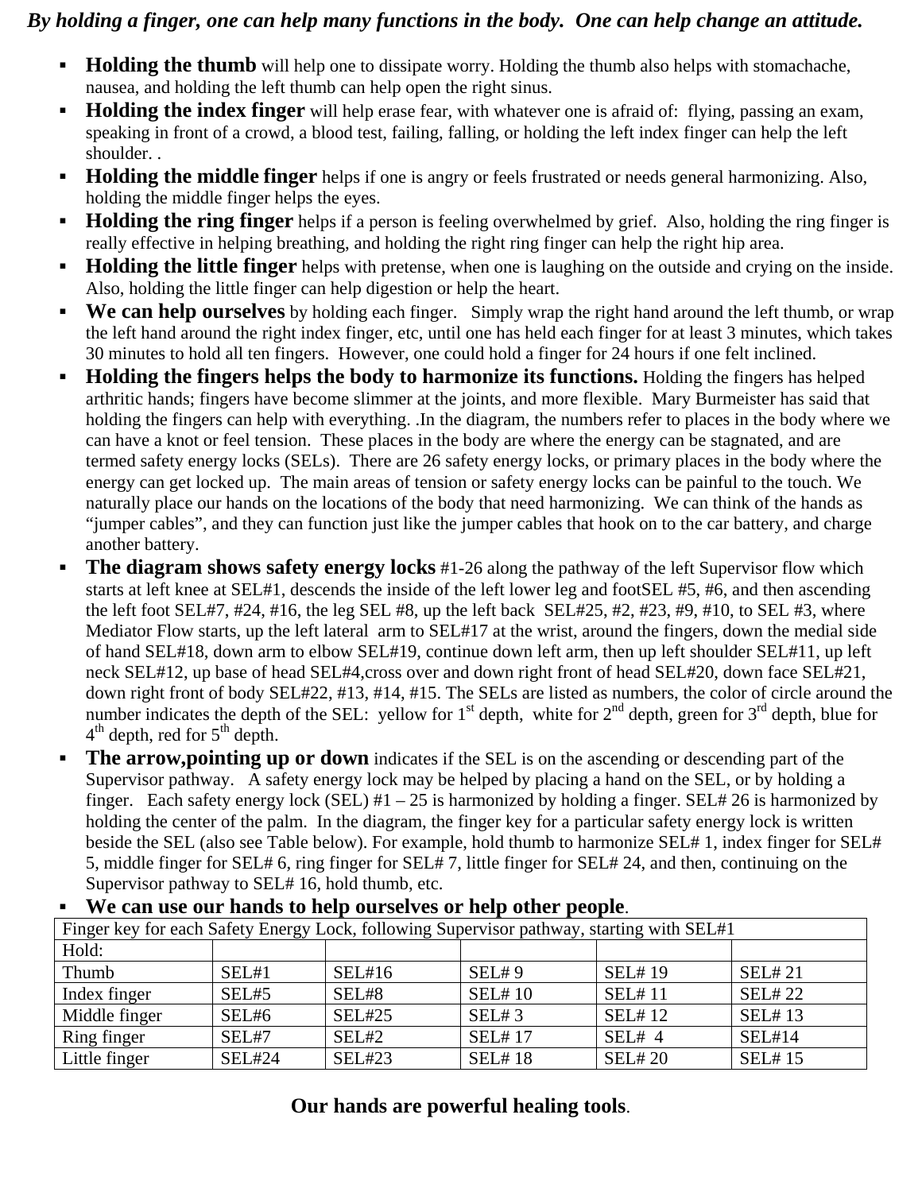***By holding a finger, one can help many functions in the body. One can help change an attitude.***

- **Holding the thumb** will help one to dissipate worry. Holding the thumb also helps with stomachache, nausea, and holding the left thumb can help open the right sinus.
- **Holding the index finger** will help erase fear, with whatever one is afraid of: flying, passing an exam, speaking in front of a crowd, a blood test, failing, falling, or holding the left index finger can help the left shoulder. .
- **Holding the middle finger** helps if one is angry or feels frustrated or needs general harmonizing. Also, holding the middle finger helps the eyes.
- **Holding the ring finger** helps if a person is feeling overwhelmed by grief. Also, holding the ring finger is really effective in helping breathing, and holding the right ring finger can help the right hip area.
- **Holding the little finger** helps with pretense, when one is laughing on the outside and crying on the inside. Also, holding the little finger can help digestion or help the heart.
- **We can help ourselves** by holding each finger. Simply wrap the right hand around the left thumb, or wrap the left hand around the right index finger, etc, until one has held each finger for at least 3 minutes, which takes 30 minutes to hold all ten fingers. However, one could hold a finger for 24 hours if one felt inclined.
- **Holding the fingers helps the body to harmonize its functions.** Holding the fingers has helped arthritic hands; fingers have become slimmer at the joints, and more flexible. Mary Burmeister has said that holding the fingers can help with everything. .In the diagram, the numbers refer to places in the body where we can have a knot or feel tension. These places in the body are where the energy can be stagnated, and are termed safety energy locks (SELs). There are 26 safety energy locks, or primary places in the body where the energy can get locked up. The main areas of tension or safety energy locks can be painful to the touch. We naturally place our hands on the locations of the body that need harmonizing. We can think of the hands as "jumper cables", and they can function just like the jumper cables that hook on to the car battery, and charge another battery.
- **The diagram shows safety energy locks** #1-26 along the pathway of the left Supervisor flow which starts at left knee at SEL#1, descends the inside of the left lower leg and footSEL #5, #6, and then ascending the left foot SEL#7, #24, #16, the leg SEL #8, up the left back SEL#25, #2, #23, #9, #10, to SEL #3, where Mediator Flow starts, up the left lateral arm to SEL#17 at the wrist, around the fingers, down the medial side of hand SEL#18, down arm to elbow SEL#19, continue down left arm, then up left shoulder SEL#11, up left neck SEL#12, up base of head SEL#4,cross over and down right front of head SEL#20, down face SEL#21, down right front of body SEL#22, #13, #14, #15. The SELs are listed as numbers, the color of circle around the number indicates the depth of the SEL: yellow for 1st depth, white for 2nd depth, green for 3rd depth, blue for 4th depth, red for 5th depth.
- **The arrow,pointing up or down** indicates if the SEL is on the ascending or descending part of the Supervisor pathway. A safety energy lock may be helped by placing a hand on the SEL, or by holding a finger. Each safety energy lock (SEL) #1 – 25 is harmonized by holding a finger. SEL# 26 is harmonized by holding the center of the palm. In the diagram, the finger key for a particular safety energy lock is written beside the SEL (also see Table below). For example, hold thumb to harmonize SEL# 1, index finger for SEL# 5, middle finger for SEL# 6, ring finger for SEL# 7, little finger for SEL# 24, and then, continuing on the Supervisor pathway to SEL# 16, hold thumb, etc.
- **We can use our hands to help ourselves or help other people**.

| Finger key for each Safety Energy Lock, following Supervisor pathway, starting with SEL#1 | | | | | |
|---|---|---|---|---|---|
| Hold: | | | | | |
| Thumb | SEL#1 | SEL#16 | SEL# 9 | SEL# 19 | SEL# 21 |
| Index finger | SEL#5 | SEL#8 | SEL# 10 | SEL# 11 | SEL# 22 |
| Middle finger | SEL#6 | SEL#25 | SEL# 3 | SEL# 12 | SEL# 13 |
| Ring finger | SEL#7 | SEL#2 | SEL# 17 | SEL# 4 | SEL#14 |
| Little finger | SEL#24 | SEL#23 | SEL# 18 | SEL# 20 | SEL# 15 |

**Our hands are powerful healing tools**.